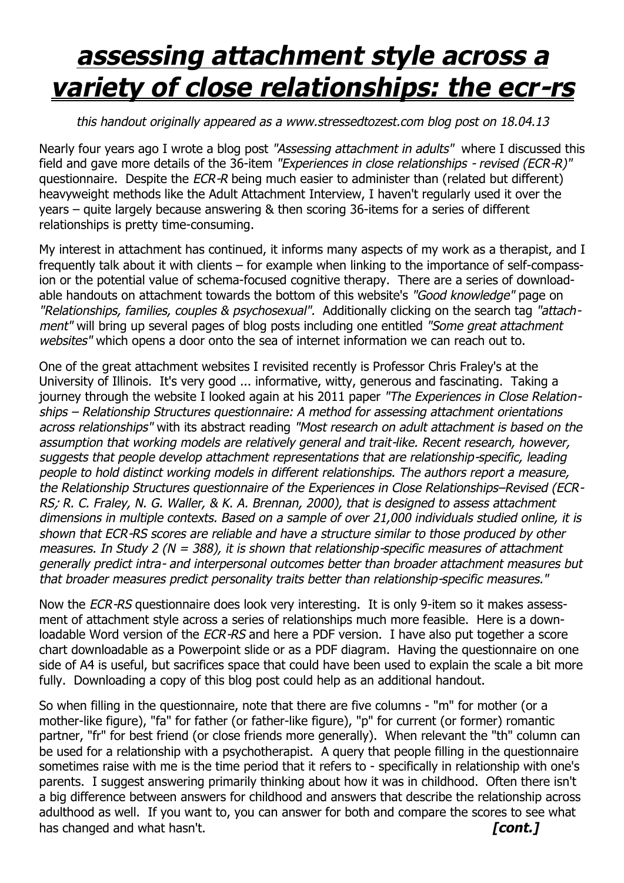# assessing attachment style across a variety of close relationships: the ecr-rs

*this handout originally appeared as a www.stressedtozest.com blog post on 18.04.13*

Nearly four years ago I wrote a blog post *"Assessing attachment in adults"* where I discussed this field and gave more details of the 36-item *"Experiences in close relationships - revised (ECR-R)"* questionnaire. Despite the *ECR-R* being much easier to administer than (related but different) heavyweight methods like the Adult Attachment Interview, I haven't regularly used it over the years – quite largely because answering & then scoring 36-items for a series of different relationships is pretty time-consuming.

My interest in attachment has continued, it informs many aspects of my work as a therapist, and I frequently talk about it with clients – for example when linking to the importance of self-compassion or the potential value of schema-focused cognitive therapy. There are a series of downloadable handouts on attachment towards the bottom of this website's *"Good knowledge"* page on *"Relationships, families, couples & psychosexual".* Additionally clicking on the search tag *"attachment"* will bring up several pages of blog posts including one entitled *"Some great attachment websites"* which opens a door onto the sea of internet information we can reach out to.

One of the great attachment websites I revisited recently is Professor Chris Fraley's at the University of Illinois. It's very good ... informative, witty, generous and fascinating. Taking a journey through the website I looked again at his 2011 paper *"The Experiences in Close Relationships – Relationship Structures questionnaire: A method for assessing attachment orientations across relationships"* with its abstract reading *"Most research on adult attachment is based on the assumption that working models are relatively general and trait-like. Recent research, however, suggests that people develop attachment representations that are relationship-specific, leading people to hold distinct working models in different relationships. The authors report a measure, the Relationship Structures questionnaire of the Experiences in Close Relationships–Revised (ECR-RS; R. C. Fraley, N. G. Waller, & K. A. Brennan, 2000), that is designed to assess attachment dimensions in multiple contexts. Based on a sample of over 21,000 individuals studied online, it is shown that ECR-RS scores are reliable and have a structure similar to those produced by other measures. In Study 2 (N = 388), it is shown that relationship-specific measures of attachment generally predict intra- and interpersonal outcomes better than broader attachment measures but that broader measures predict personality traits better than relationship-specific measures."*

Now the *ECR-RS* questionnaire does look very interesting. It is only 9-item so it makes assessment of attachment style across a series of relationships much more feasible. Here is a downloadable Word version of the *ECR-RS* and here a PDF version. I have also put together a score chart downloadable as a Powerpoint slide or as a PDF diagram. Having the questionnaire on one side of A4 is useful, but sacrifices space that could have been used to explain the scale a bit more fully. Downloading a copy of this blog post could help as an additional handout.

So when filling in the questionnaire, note that there are five columns - "m" for mother (or a mother-like figure), "fa" for father (or father-like figure), "p" for current (or former) romantic partner, "fr" for best friend (or close friends more generally). When relevant the "th" column can be used for a relationship with a psychotherapist. A query that people filling in the questionnaire sometimes raise with me is the time period that it refers to - specifically in relationship with one's parents. I suggest answering primarily thinking about how it was in childhood. Often there isn't a big difference between answers for childhood and answers that describe the relationship across adulthood as well. If you want to, you can answer for both and compare the scores to see what has changed and what hasn't. ***[cont.]***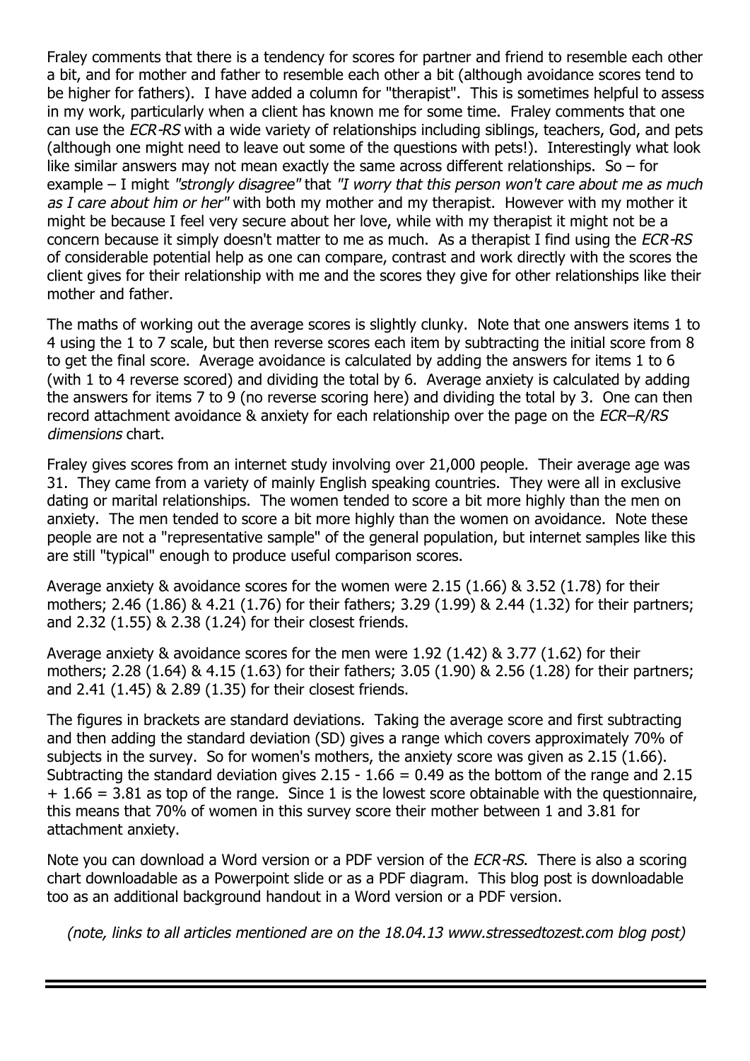Fraley comments that there is a tendency for scores for partner and friend to resemble each other a bit, and for mother and father to resemble each other a bit (although avoidance scores tend to be higher for fathers). I have added a column for "therapist". This is sometimes helpful to assess in my work, particularly when a client has known me for some time. Fraley comments that one can use the *ECR-RS* with a wide variety of relationships including siblings, teachers, God, and pets (although one might need to leave out some of the questions with pets!). Interestingly what look like similar answers may not mean exactly the same across different relationships. So – for example – I might *"strongly disagree"* that *"I worry that this person won't care about me as much as I care about him or her"* with both my mother and my therapist. However with my mother it might be because I feel very secure about her love, while with my therapist it might not be a concern because it simply doesn't matter to me as much. As a therapist I find using the *ECR-RS* of considerable potential help as one can compare, contrast and work directly with the scores the client gives for their relationship with me and the scores they give for other relationships like their mother and father.

The maths of working out the average scores is slightly clunky. Note that one answers items 1 to 4 using the 1 to 7 scale, but then reverse scores each item by subtracting the initial score from 8 to get the final score. Average avoidance is calculated by adding the answers for items 1 to 6 (with 1 to 4 reverse scored) and dividing the total by 6. Average anxiety is calculated by adding the answers for items 7 to 9 (no reverse scoring here) and dividing the total by 3. One can then record attachment avoidance & anxiety for each relationship over the page on the *ECR–R/RS dimensions* chart.

Fraley gives scores from an internet study involving over 21,000 people. Their average age was 31. They came from a variety of mainly English speaking countries. They were all in exclusive dating or marital relationships. The women tended to score a bit more highly than the men on anxiety. The men tended to score a bit more highly than the women on avoidance. Note these people are not a "representative sample" of the general population, but internet samples like this are still "typical" enough to produce useful comparison scores.

Average anxiety & avoidance scores for the women were 2.15 (1.66) & 3.52 (1.78) for their mothers; 2.46 (1.86) & 4.21 (1.76) for their fathers; 3.29 (1.99) & 2.44 (1.32) for their partners; and 2.32 (1.55) & 2.38 (1.24) for their closest friends.

Average anxiety & avoidance scores for the men were 1.92 (1.42) & 3.77 (1.62) for their mothers; 2.28 (1.64) & 4.15 (1.63) for their fathers; 3.05 (1.90) & 2.56 (1.28) for their partners; and 2.41 (1.45) & 2.89 (1.35) for their closest friends.

The figures in brackets are standard deviations. Taking the average score and first subtracting and then adding the standard deviation (SD) gives a range which covers approximately 70% of subjects in the survey. So for women's mothers, the anxiety score was given as 2.15 (1.66). Subtracting the standard deviation gives 2.15 - 1.66 = 0.49 as the bottom of the range and 2.15 + 1.66 = 3.81 as top of the range. Since 1 is the lowest score obtainable with the questionnaire, this means that 70% of women in this survey score their mother between 1 and 3.81 for attachment anxiety.

Note you can download a Word version or a PDF version of the *ECR-RS*. There is also a scoring chart downloadable as a Powerpoint slide or as a PDF diagram. This blog post is downloadable too as an additional background handout in a Word version or a PDF version.

*(note, links to all articles mentioned are on the 18.04.13 www.stressedtozest.com blog post)*